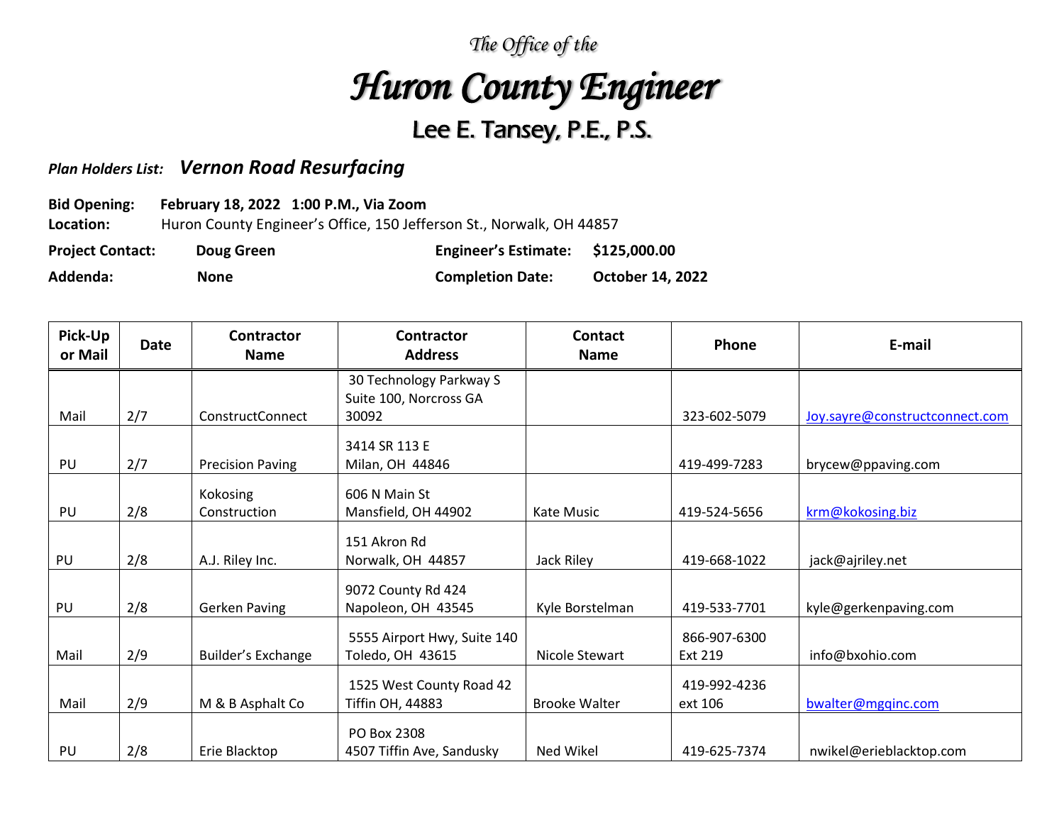*The Office of the*

# *Huron County Engineer*

## Lee E. Tansey, P.E., P.S.

*Plan Holders List:* ***Vernon Road Resurfacing***

**Bid Opening:** **February 18, 2022 1:00 P.M., Via Zoom**
**Location:** Huron County Engineer's Office, 150 Jefferson St., Norwalk, OH 44857

**Project Contact:** **Doug Green** **Engineer's Estimate:** **$125,000.00**

**Addenda:** **None** **Completion Date:** **October 14, 2022**

| Pick-Up or Mail | Date | Contractor Name | Contractor Address | Contact Name | Phone | E-mail |
|---|---|---|---|---|---|---|
| Mail | 2/7 | ConstructConnect | 30 Technology Parkway S Suite 100, Norcross GA 30092 | | 323-602-5079 | Joy.sayre@constructconnect.com |
| PU | 2/7 | Precision Paving | 3414 SR 113 E Milan, OH 44846 | | 419-499-7283 | brycew@ppaving.com |
| PU | 2/8 | Kokosing Construction | 606 N Main St Mansfield, OH 44902 | Kate Music | 419-524-5656 | krm@kokosing.biz |
| PU | 2/8 | A.J. Riley Inc. | 151 Akron Rd Norwalk, OH 44857 | Jack Riley | 419-668-1022 | jack@ajriley.net |
| PU | 2/8 | Gerken Paving | 9072 County Rd 424 Napoleon, OH 43545 | Kyle Borstelman | 419-533-7701 | kyle@gerkenpaving.com |
| Mail | 2/9 | Builder's Exchange | 5555 Airport Hwy, Suite 140 Toledo, OH 43615 | Nicole Stewart | 866-907-6300 Ext 219 | info@bxohio.com |
| Mail | 2/9 | M & B Asphalt Co | 1525 West County Road 42 Tiffin OH, 44883 | Brooke Walter | 419-992-4236 ext 106 | bwalter@mgqinc.com |
| PU | 2/8 | Erie Blacktop | PO Box 2308 4507 Tiffin Ave, Sandusky | Ned Wikel | 419-625-7374 | nwikel@erieblacktop.com |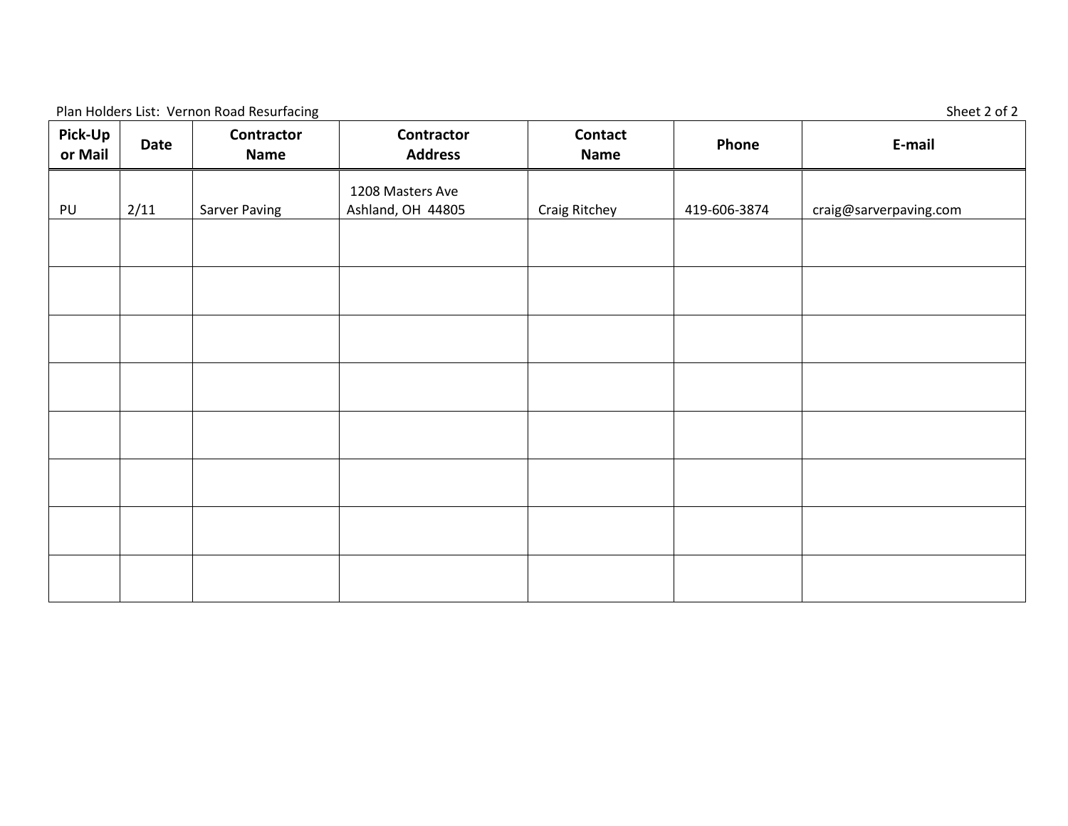Plan Holders List: Vernon Road Resurfacing

| Pick-Up or Mail | Date | Contractor Name | Contractor Address | Contact Name | Phone | E-mail |
|---|---|---|---|---|---|---|
| PU | 2/11 | Sarver Paving | 1208 Masters Ave Ashland, OH 44805 | Craig Ritchey | 419-606-3874 | craig@sarverpaving.com |
| | | | | | | |
| | | | | | | |
| | | | | | | |
| | | | | | | |
| | | | | | | |
| | | | | | | |
| | | | | | | |
| | | | | | | |